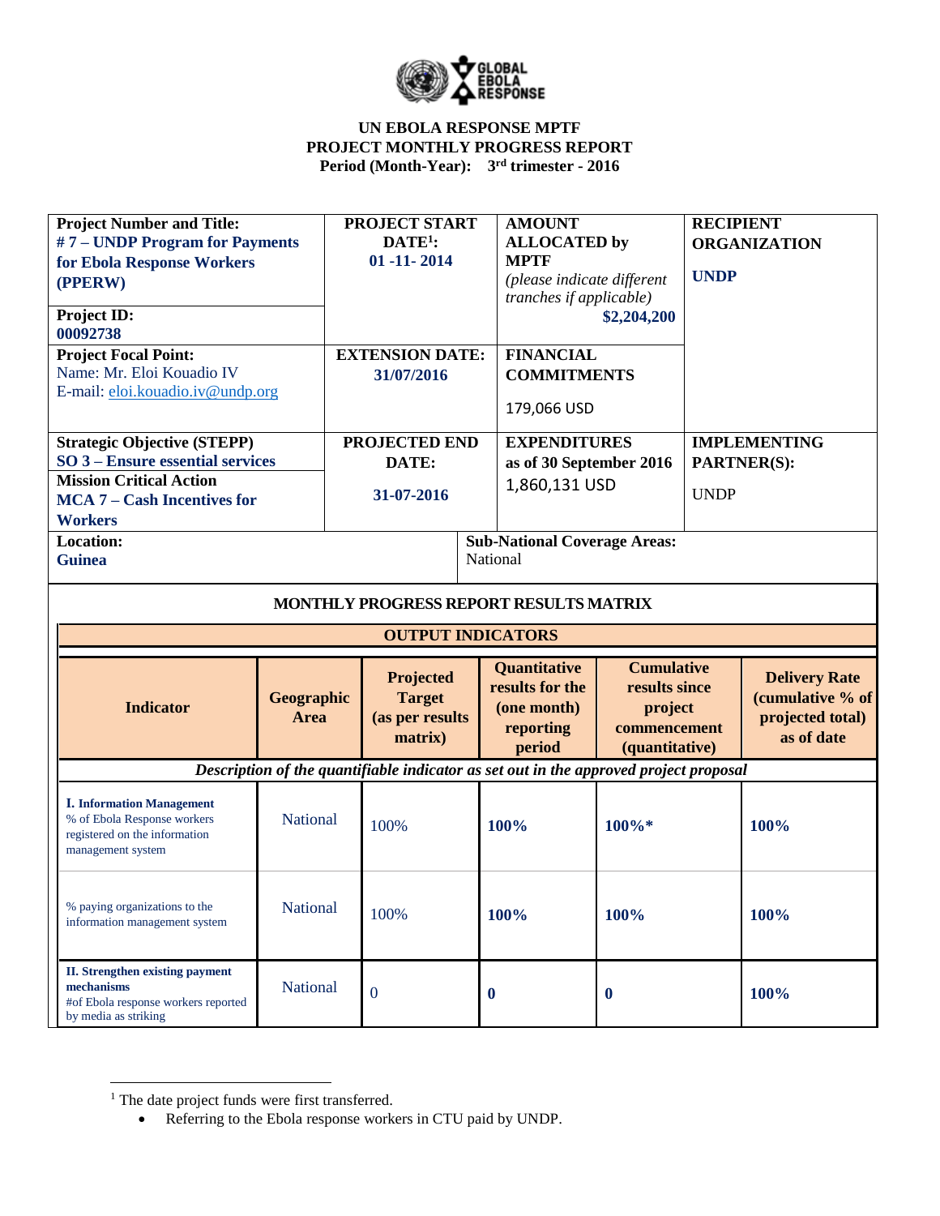# UN EBOLA RESPONSE MPTF
## PROJECT MONTHLY PROGRESS REPORT
**Period (Month-Year): 3rd trimester - 2016**

| **Project Number and Title:** # 7 – UNDP Program for Payments for Ebola Response Workers (PPERW) **Project ID:** 00092738 | **PROJECT START DATE[1]:** 01 -11- 2014 | **AMOUNT ALLOCATED by MPTF** *(please indicate different tranches if applicable)* $2,204,200 | **RECIPIENT ORGANIZATION** UNDP |
|---|---|---|---|
| **Project Focal Point:** Name: Mr. Eloi Kouadio IV E-mail: eloi.kouadio.iv@undp.org | **EXTENSION DATE:** 31/07/2016 | **FINANCIAL COMMITMENTS** 179,066 USD | |
| **Strategic Objective (STEPP)** SO 3 – Ensure essential services **Mission Critical Action** MCA 7 – Cash Incentives for Workers | **PROJECTED END DATE:** 31-07-2016 | **EXPENDITURES** as of 30 September 2016 1,860,131 USD | **IMPLEMENTING PARTNER(S):** UNDP |
| **Location:** Guinea | | **Sub-National Coverage Areas:** National | |

### MONTHLY PROGRESS REPORT RESULTS MATRIX

**OUTPUT INDICATORS**

| Indicator | Geographic Area | Projected Target (as per results matrix) | Quantitative results for the (one month) reporting period | Cumulative results since project commencement (quantitative) | Delivery Rate (cumulative % of projected total) as of date |
|---|---|---|---|---|---|
| *Description of the quantifiable indicator as set out in the approved project proposal* | | | | | |
| **I. Information Management** % of Ebola Response workers registered on the information management system | National | 100% | **100%** | **100%*** | **100%** |
| % paying organizations to the information management system | National | 100% | **100%** | **100%** | **100%** |
| **II. Strengthen existing payment mechanisms** #of Ebola response workers reported by media as striking | National | 0 | **0** | **0** | **100%** |

[1] The date project funds were first transferred.

- Referring to the Ebola response workers in CTU paid by UNDP.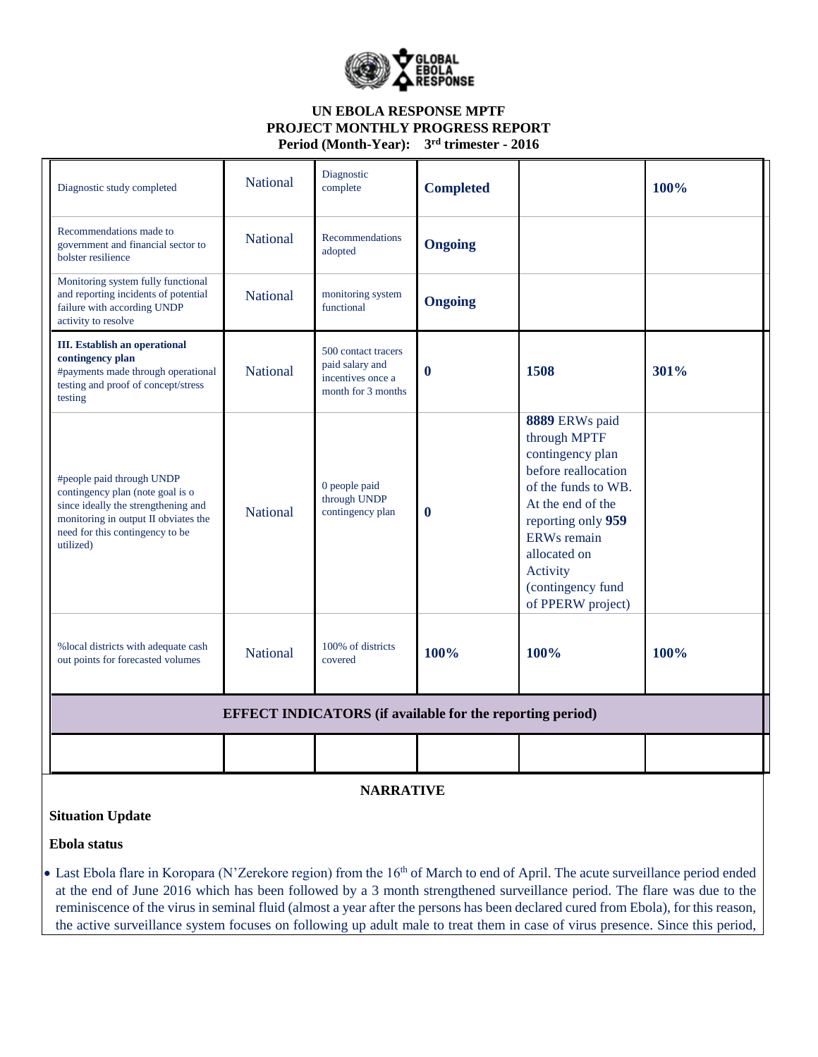# UN EBOLA RESPONSE MPTF
## PROJECT MONTHLY PROGRESS REPORT
**Period (Month-Year): 3rd trimester - 2016**

| | | | | | |
|---|---|---|---|---|---|
| Diagnostic study completed | National | Diagnostic complete | **Completed** | | **100%** |
| Recommendations made to government and financial sector to bolster resilience | National | Recommendations adopted | **Ongoing** | | |
| Monitoring system fully functional and reporting incidents of potential failure with according UNDP activity to resolve | National | monitoring system functional | **Ongoing** | | |
| **III. Establish an operational contingency plan** #payments made through operational testing and proof of concept/stress testing | National | 500 contact tracers paid salary and incentives once a month for 3 months | **0** | **1508** | **301%** |
| #people paid through UNDP contingency plan (note goal is o since ideally the strengthening and monitoring in output II obviates the need for this contingency to be utilized) | National | 0 people paid through UNDP contingency plan | **0** | **8889** ERWs paid through MPTF contingency plan before reallocation of the funds to WB. At the end of the reporting only **959** ERWs remain allocated on Activity (contingency fund of PPERW project) | |
| %local districts with adequate cash out points for forecasted volumes | National | 100% of districts covered | **100%** | **100%** | **100%** |
| **EFFECT INDICATORS (if available for the reporting period)** | | | | | |
| | | | | | |

## NARRATIVE

### Situation Update

### Ebola status

- Last Ebola flare in Koropara (N'Zerekore region) from the 16th of March to end of April. The acute surveillance period ended at the end of June 2016 which has been followed by a 3 month strengthened surveillance period. The flare was due to the reminiscence of the virus in seminal fluid (almost a year after the persons has been declared cured from Ebola), for this reason, the active surveillance system focuses on following up adult male to treat them in case of virus presence. Since this period,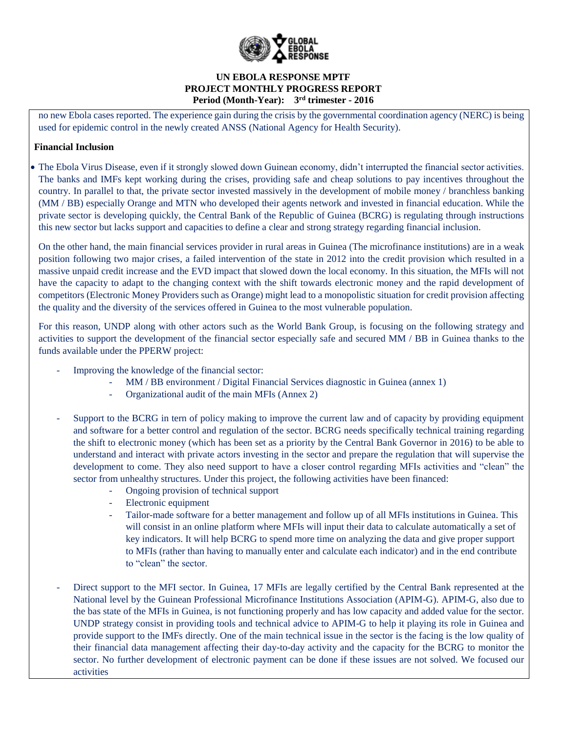no new Ebola cases reported. The experience gain during the crisis by the governmental coordination agency (NERC) is being used for epidemic control in the newly created ANSS (National Agency for Health Security).

**Financial Inclusion**

- The Ebola Virus Disease, even if it strongly slowed down Guinean economy, didn't interrupted the financial sector activities. The banks and IMFs kept working during the crises, providing safe and cheap solutions to pay incentives throughout the country. In parallel to that, the private sector invested massively in the development of mobile money / branchless banking (MM / BB) especially Orange and MTN who developed their agents network and invested in financial education. While the private sector is developing quickly, the Central Bank of the Republic of Guinea (BCRG) is regulating through instructions this new sector but lacks support and capacities to define a clear and strong strategy regarding financial inclusion.

  On the other hand, the main financial services provider in rural areas in Guinea (The microfinance institutions) are in a weak position following two major crises, a failed intervention of the state in 2012 into the credit provision which resulted in a massive unpaid credit increase and the EVD impact that slowed down the local economy. In this situation, the MFIs will not have the capacity to adapt to the changing context with the shift towards electronic money and the rapid development of competitors (Electronic Money Providers such as Orange) might lead to a monopolistic situation for credit provision affecting the quality and the diversity of the services offered in Guinea to the most vulnerable population.

  For this reason, UNDP along with other actors such as the World Bank Group, is focusing on the following strategy and activities to support the development of the financial sector especially safe and secured MM / BB in Guinea thanks to the funds available under the PPERW project:

  - Improving the knowledge of the financial sector:
    - MM / BB environment / Digital Financial Services diagnostic in Guinea (annex 1)
    - Organizational audit of the main MFIs (Annex 2)
  - Support to the BCRG in tern of policy making to improve the current law and of capacity by providing equipment and software for a better control and regulation of the sector. BCRG needs specifically technical training regarding the shift to electronic money (which has been set as a priority by the Central Bank Governor in 2016) to be able to understand and interact with private actors investing in the sector and prepare the regulation that will supervise the development to come. They also need support to have a closer control regarding MFIs activities and "clean" the sector from unhealthy structures. Under this project, the following activities have been financed:
    - Ongoing provision of technical support
    - Electronic equipment
    - Tailor-made software for a better management and follow up of all MFIs institutions in Guinea. This will consist in an online platform where MFIs will input their data to calculate automatically a set of key indicators. It will help BCRG to spend more time on analyzing the data and give proper support to MFIs (rather than having to manually enter and calculate each indicator) and in the end contribute to "clean" the sector.
  - Direct support to the MFI sector. In Guinea, 17 MFIs are legally certified by the Central Bank represented at the National level by the Guinean Professional Microfinance Institutions Association (APIM-G). APIM-G, also due to the bas state of the MFIs in Guinea, is not functioning properly and has low capacity and added value for the sector. UNDP strategy consist in providing tools and technical advice to APIM-G to help it playing its role in Guinea and provide support to the IMFs directly. One of the main technical issue in the sector is the facing is the low quality of their financial data management affecting their day-to-day activity and the capacity for the BCRG to monitor the sector. No further development of electronic payment can be done if these issues are not solved. We focused our activities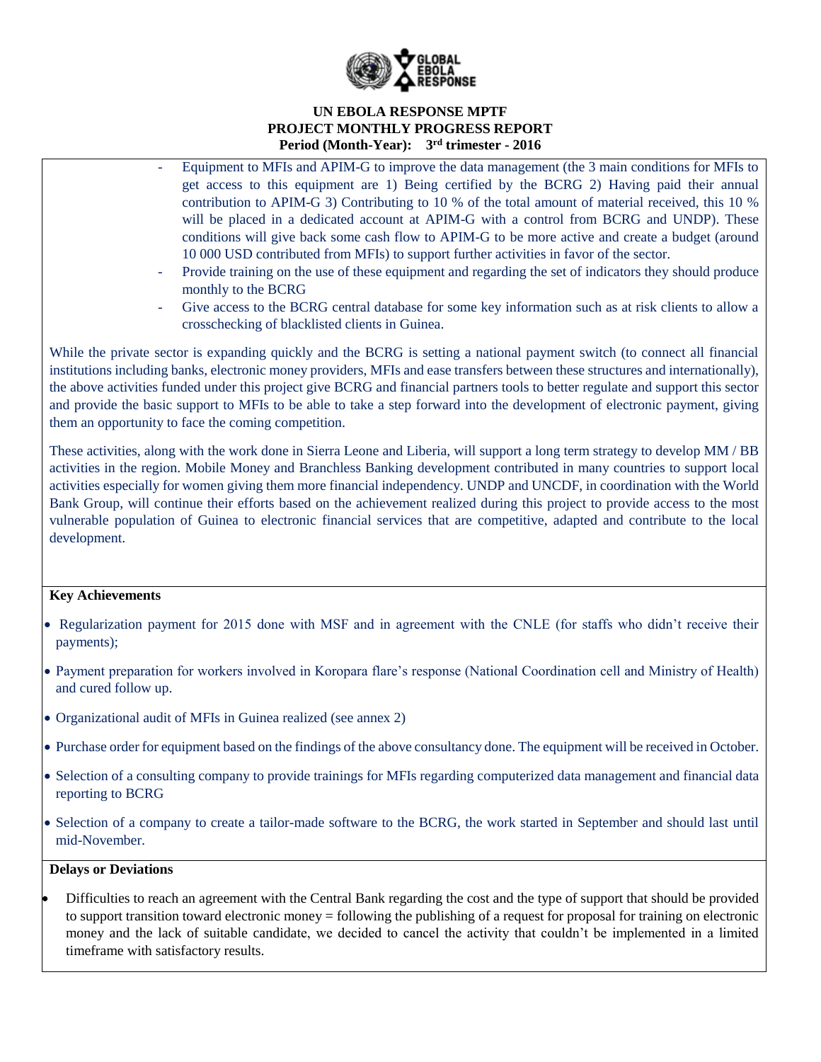- Equipment to MFIs and APIM-G to improve the data management (the 3 main conditions for MFIs to get access to this equipment are 1) Being certified by the BCRG 2) Having paid their annual contribution to APIM-G 3) Contributing to 10 % of the total amount of material received, this 10 % will be placed in a dedicated account at APIM-G with a control from BCRG and UNDP). These conditions will give back some cash flow to APIM-G to be more active and create a budget (around 10 000 USD contributed from MFIs) to support further activities in favor of the sector.
- Provide training on the use of these equipment and regarding the set of indicators they should produce monthly to the BCRG
- Give access to the BCRG central database for some key information such as at risk clients to allow a crosschecking of blacklisted clients in Guinea.

While the private sector is expanding quickly and the BCRG is setting a national payment switch (to connect all financial institutions including banks, electronic money providers, MFIs and ease transfers between these structures and internationally), the above activities funded under this project give BCRG and financial partners tools to better regulate and support this sector and provide the basic support to MFIs to be able to take a step forward into the development of electronic payment, giving them an opportunity to face the coming competition.

These activities, along with the work done in Sierra Leone and Liberia, will support a long term strategy to develop MM / BB activities in the region. Mobile Money and Branchless Banking development contributed in many countries to support local activities especially for women giving them more financial independency. UNDP and UNCDF, in coordination with the World Bank Group, will continue their efforts based on the achievement realized during this project to provide access to the most vulnerable population of Guinea to electronic financial services that are competitive, adapted and contribute to the local development.

**Key Achievements**

- Regularization payment for 2015 done with MSF and in agreement with the CNLE (for staffs who didn't receive their payments);
- Payment preparation for workers involved in Koropara flare's response (National Coordination cell and Ministry of Health) and cured follow up.
- Organizational audit of MFIs in Guinea realized (see annex 2)
- Purchase order for equipment based on the findings of the above consultancy done. The equipment will be received in October.
- Selection of a consulting company to provide trainings for MFIs regarding computerized data management and financial data reporting to BCRG
- Selection of a company to create a tailor-made software to the BCRG, the work started in September and should last until mid-November.

**Delays or Deviations**

- Difficulties to reach an agreement with the Central Bank regarding the cost and the type of support that should be provided to support transition toward electronic money = following the publishing of a request for proposal for training on electronic money and the lack of suitable candidate, we decided to cancel the activity that couldn't be implemented in a limited timeframe with satisfactory results.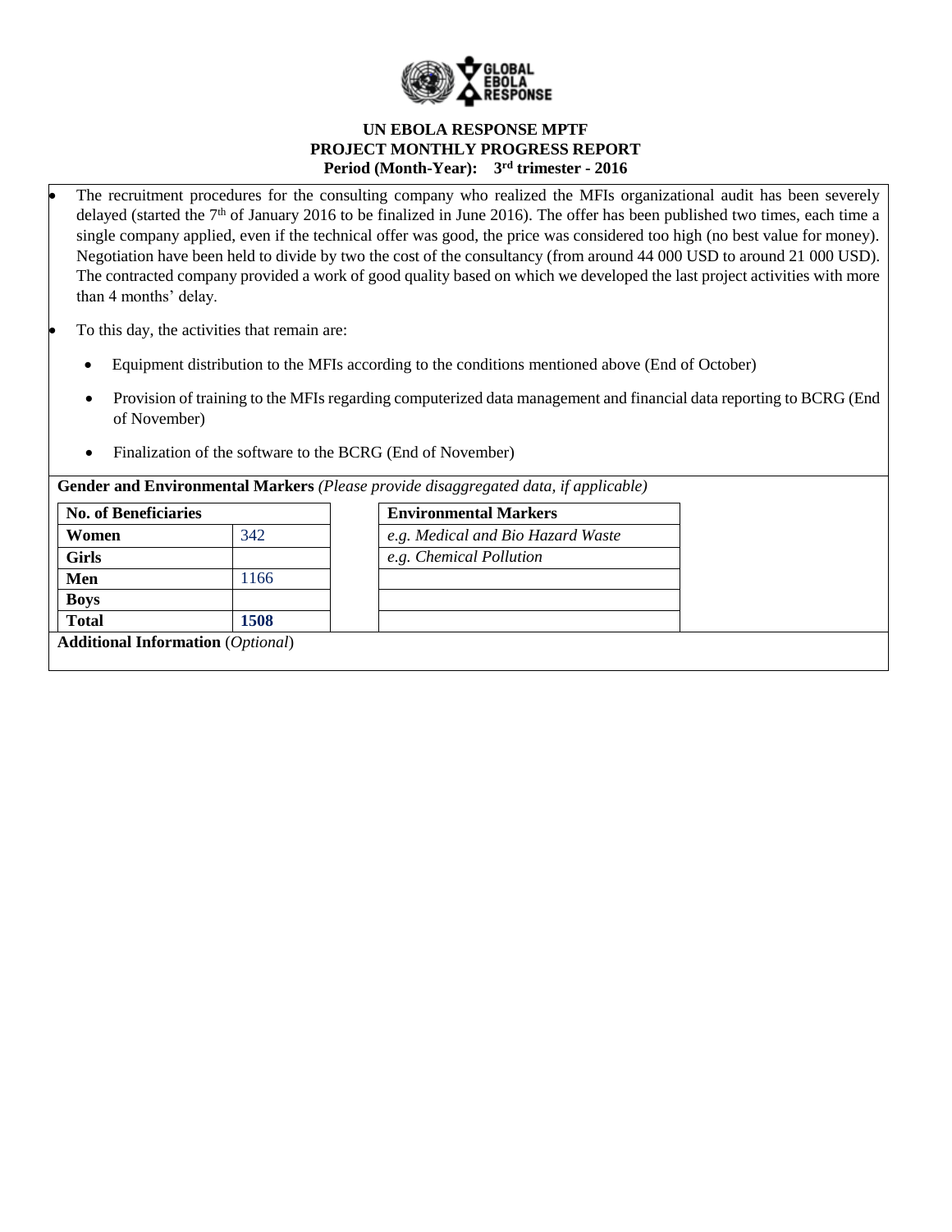**UN EBOLA RESPONSE MPTF**
**PROJECT MONTHLY PROGRESS REPORT**
**Period (Month-Year): 3rd trimester - 2016**

- The recruitment procedures for the consulting company who realized the MFIs organizational audit has been severely delayed (started the 7th of January 2016 to be finalized in June 2016). The offer has been published two times, each time a single company applied, even if the technical offer was good, the price was considered too high (no best value for money). Negotiation have been held to divide by two the cost of the consultancy (from around 44 000 USD to around 21 000 USD). The contracted company provided a work of good quality based on which we developed the last project activities with more than 4 months' delay.
- To this day, the activities that remain are:
  - Equipment distribution to the MFIs according to the conditions mentioned above (End of October)
  - Provision of training to the MFIs regarding computerized data management and financial data reporting to BCRG (End of November)
  - Finalization of the software to the BCRG (End of November)

**Gender and Environmental Markers** *(Please provide disaggregated data, if applicable)*

| **No. of Beneficiaries** | |
|---|---|
| **Women** | 342 |
| **Girls** | |
| **Men** | 1166 |
| **Boys** | |
| **Total** | **1508** |

| **Environmental Markers** |
|---|
| *e.g. Medical and Bio Hazard Waste* |
| *e.g. Chemical Pollution* |
| |
| |
| |

**Additional Information** (*Optional*)